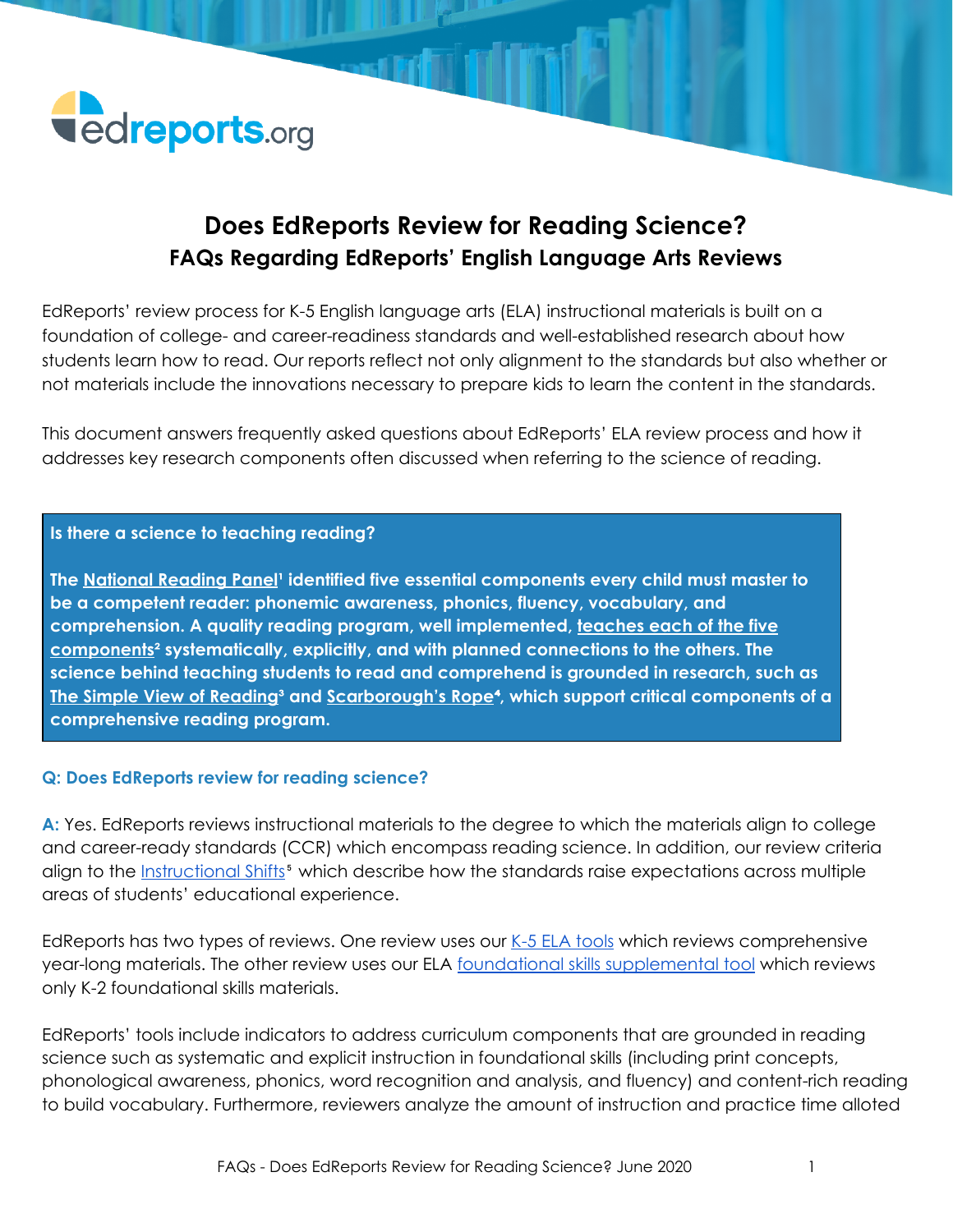edreports.org

# Does EdReports Review for Reading Science?

## FAQs Regarding EdReports' English Language Arts Reviews

EdReports' review process for K-5 English language arts (ELA) instructional materials is built on a foundation of college- and career-readiness standards and well-established research about how students learn how to read. Our reports reflect not only alignment to the standards but also whether or not materials include the innovations necessary to prepare kids to learn the content in the standards.

This document answers frequently asked questions about EdReports' ELA review process and how it addresses key research components often discussed when referring to the science of reading.

**Is there a science to teaching reading?**

**The National Reading Panel[1] identified five essential components every child must master to be a competent reader: phonemic awareness, phonics, fluency, vocabulary, and comprehension. A quality reading program, well implemented, teaches each of the five components[2] systematically, explicitly, and with planned connections to the others. The science behind teaching students to read and comprehend is grounded in research, such as The Simple View of Reading[3] and Scarborough's Rope[4], which support critical components of a comprehensive reading program.**

### Q: Does EdReports review for reading science?

**A:** Yes. EdReports reviews instructional materials to the degree to which the materials align to college and career-ready standards (CCR) which encompass reading science. In addition, our review criteria align to the Instructional Shifts[5] which describe how the standards raise expectations across multiple areas of students' educational experience.

EdReports has two types of reviews. One review uses our K-5 ELA tools which reviews comprehensive year-long materials. The other review uses our ELA foundational skills supplemental tool which reviews only K-2 foundational skills materials.

EdReports' tools include indicators to address curriculum components that are grounded in reading science such as systematic and explicit instruction in foundational skills (including print concepts, phonological awareness, phonics, word recognition and analysis, and fluency) and content-rich reading to build vocabulary. Furthermore, reviewers analyze the amount of instruction and practice time alloted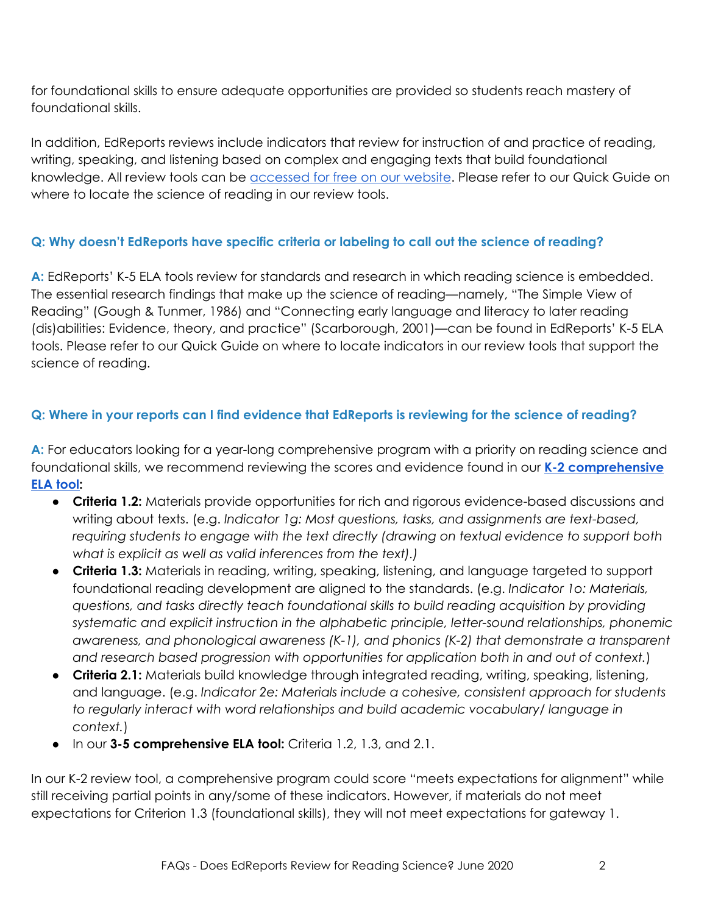for foundational skills to ensure adequate opportunities are provided so students reach mastery of foundational skills.

In addition, EdReports reviews include indicators that review for instruction of and practice of reading, writing, speaking, and listening based on complex and engaging texts that build foundational knowledge. All review tools can be [accessed for free on our website](). Please refer to our Quick Guide on where to locate the science of reading in our review tools.

### Q: Why doesn't EdReports have specific criteria or labeling to call out the science of reading?

**A:** EdReports' K-5 ELA tools review for standards and research in which reading science is embedded. The essential research findings that make up the science of reading—namely, "The Simple View of Reading" (Gough & Tunmer, 1986) and "Connecting early language and literacy to later reading (dis)abilities: Evidence, theory, and practice" (Scarborough, 2001)—can be found in EdReports' K-5 ELA tools. Please refer to our Quick Guide on where to locate indicators in our review tools that support the science of reading.

### Q: Where in your reports can I find evidence that EdReports is reviewing for the science of reading?

**A:** For educators looking for a year-long comprehensive program with a priority on reading science and foundational skills, we recommend reviewing the scores and evidence found in our **[K-2 comprehensive ELA tool]():**

- **Criteria 1.2:** Materials provide opportunities for rich and rigorous evidence-based discussions and writing about texts. (e.g. *Indicator 1g: Most questions, tasks, and assignments are text-based, requiring students to engage with the text directly (drawing on textual evidence to support both what is explicit as well as valid inferences from the text).)*
- **Criteria 1.3:** Materials in reading, writing, speaking, listening, and language targeted to support foundational reading development are aligned to the standards. (e.g. *Indicator 1o: Materials, questions, and tasks directly teach foundational skills to build reading acquisition by providing systematic and explicit instruction in the alphabetic principle, letter-sound relationships, phonemic awareness, and phonological awareness (K-1), and phonics (K-2) that demonstrate a transparent and research based progression with opportunities for application both in and out of context.*)
- **Criteria 2.1:** Materials build knowledge through integrated reading, writing, speaking, listening, and language. (e.g. *Indicator 2e: Materials include a cohesive, consistent approach for students to regularly interact with word relationships and build academic vocabulary/ language in context.*)
- In our **3-5 comprehensive ELA tool:** Criteria 1.2, 1.3, and 2.1.

In our K-2 review tool, a comprehensive program could score "meets expectations for alignment" while still receiving partial points in any/some of these indicators. However, if materials do not meet expectations for Criterion 1.3 (foundational skills), they will not meet expectations for gateway 1.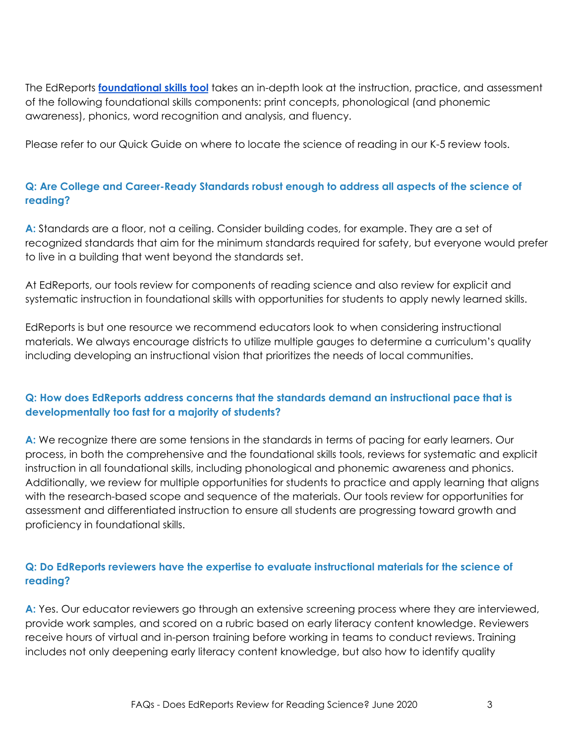The EdReports **foundational skills tool** takes an in-depth look at the instruction, practice, and assessment of the following foundational skills components: print concepts, phonological (and phonemic awareness), phonics, word recognition and analysis, and fluency.

Please refer to our Quick Guide on where to locate the science of reading in our K-5 review tools.

### Q: Are College and Career-Ready Standards robust enough to address all aspects of the science of reading?

**A:** Standards are a floor, not a ceiling. Consider building codes, for example. They are a set of recognized standards that aim for the minimum standards required for safety, but everyone would prefer to live in a building that went beyond the standards set.

At EdReports, our tools review for components of reading science and also review for explicit and systematic instruction in foundational skills with opportunities for students to apply newly learned skills.

EdReports is but one resource we recommend educators look to when considering instructional materials. We always encourage districts to utilize multiple gauges to determine a curriculum's quality including developing an instructional vision that prioritizes the needs of local communities.

### Q: How does EdReports address concerns that the standards demand an instructional pace that is developmentally too fast for a majority of students?

**A:** We recognize there are some tensions in the standards in terms of pacing for early learners. Our process, in both the comprehensive and the foundational skills tools, reviews for systematic and explicit instruction in all foundational skills, including phonological and phonemic awareness and phonics. Additionally, we review for multiple opportunities for students to practice and apply learning that aligns with the research-based scope and sequence of the materials. Our tools review for opportunities for assessment and differentiated instruction to ensure all students are progressing toward growth and proficiency in foundational skills.

### Q: Do EdReports reviewers have the expertise to evaluate instructional materials for the science of reading?

**A:** Yes. Our educator reviewers go through an extensive screening process where they are interviewed, provide work samples, and scored on a rubric based on early literacy content knowledge. Reviewers receive hours of virtual and in-person training before working in teams to conduct reviews. Training includes not only deepening early literacy content knowledge, but also how to identify quality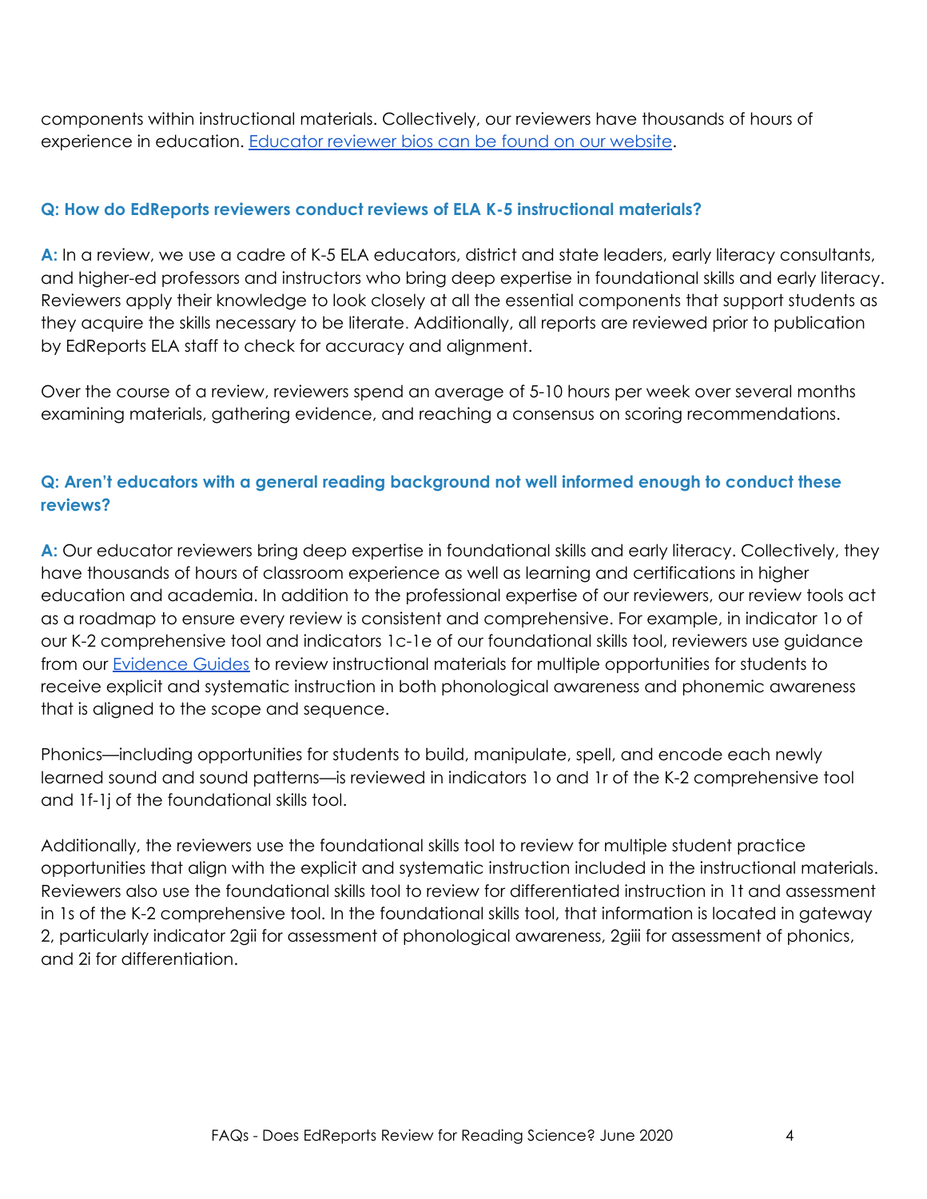components within instructional materials. Collectively, our reviewers have thousands of hours of experience in education. [Educator reviewer bios can be found on our website](#).

**Q: How do EdReports reviewers conduct reviews of ELA K-5 instructional materials?**

**A:** In a review, we use a cadre of K-5 ELA educators, district and state leaders, early literacy consultants, and higher-ed professors and instructors who bring deep expertise in foundational skills and early literacy. Reviewers apply their knowledge to look closely at all the essential components that support students as they acquire the skills necessary to be literate. Additionally, all reports are reviewed prior to publication by EdReports ELA staff to check for accuracy and alignment.

Over the course of a review, reviewers spend an average of 5-10 hours per week over several months examining materials, gathering evidence, and reaching a consensus on scoring recommendations.

**Q: Aren't educators with a general reading background not well informed enough to conduct these reviews?**

**A:** Our educator reviewers bring deep expertise in foundational skills and early literacy. Collectively, they have thousands of hours of classroom experience as well as learning and certifications in higher education and academia. In addition to the professional expertise of our reviewers, our review tools act as a roadmap to ensure every review is consistent and comprehensive. For example, in indicator 1o of our K-2 comprehensive tool and indicators 1c-1e of our foundational skills tool, reviewers use guidance from our [Evidence Guides](#) to review instructional materials for multiple opportunities for students to receive explicit and systematic instruction in both phonological awareness and phonemic awareness that is aligned to the scope and sequence.

Phonics—including opportunities for students to build, manipulate, spell, and encode each newly learned sound and sound patterns—is reviewed in indicators 1o and 1r of the K-2 comprehensive tool and 1f-1j of the foundational skills tool.

Additionally, the reviewers use the foundational skills tool to review for multiple student practice opportunities that align with the explicit and systematic instruction included in the instructional materials. Reviewers also use the foundational skills tool to review for differentiated instruction in 1t and assessment in 1s of the K-2 comprehensive tool. In the foundational skills tool, that information is located in gateway 2, particularly indicator 2gii for assessment of phonological awareness, 2giii for assessment of phonics, and 2i for differentiation.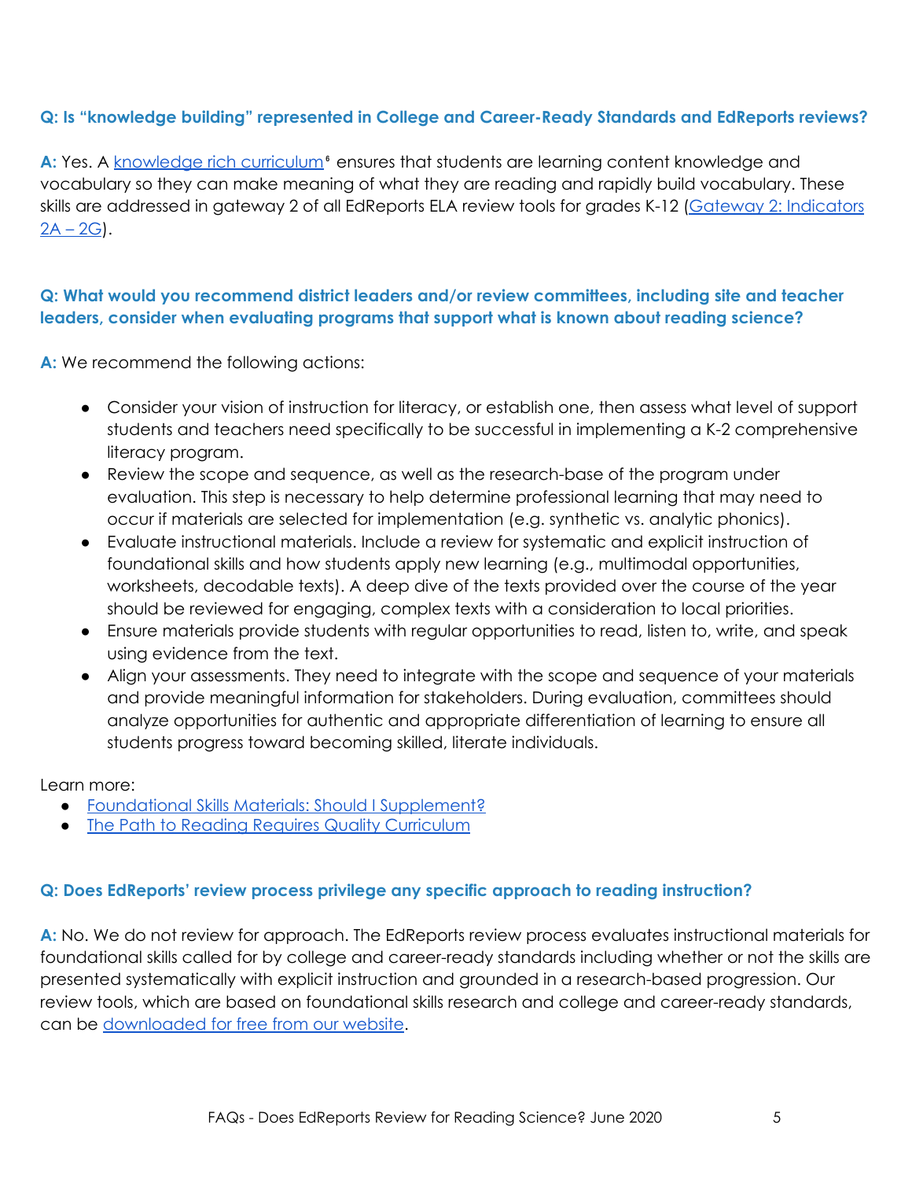### Q: Is "knowledge building" represented in College and Career-Ready Standards and EdReports reviews?

**A:** Yes. A knowledge rich curriculum[6] ensures that students are learning content knowledge and vocabulary so they can make meaning of what they are reading and rapidly build vocabulary. These skills are addressed in gateway 2 of all EdReports ELA review tools for grades K-12 (Gateway 2: Indicators 2A – 2G).

### Q: What would you recommend district leaders and/or review committees, including site and teacher leaders, consider when evaluating programs that support what is known about reading science?

**A:** We recommend the following actions:

- Consider your vision of instruction for literacy, or establish one, then assess what level of support students and teachers need specifically to be successful in implementing a K-2 comprehensive literacy program.
- Review the scope and sequence, as well as the research-base of the program under evaluation. This step is necessary to help determine professional learning that may need to occur if materials are selected for implementation (e.g. synthetic vs. analytic phonics).
- Evaluate instructional materials. Include a review for systematic and explicit instruction of foundational skills and how students apply new learning (e.g., multimodal opportunities, worksheets, decodable texts). A deep dive of the texts provided over the course of the year should be reviewed for engaging, complex texts with a consideration to local priorities.
- Ensure materials provide students with regular opportunities to read, listen to, write, and speak using evidence from the text.
- Align your assessments. They need to integrate with the scope and sequence of your materials and provide meaningful information for stakeholders. During evaluation, committees should analyze opportunities for authentic and appropriate differentiation of learning to ensure all students progress toward becoming skilled, literate individuals.

Learn more:

- Foundational Skills Materials: Should I Supplement?
- The Path to Reading Requires Quality Curriculum

### Q: Does EdReports' review process privilege any specific approach to reading instruction?

**A:** No. We do not review for approach. The EdReports review process evaluates instructional materials for foundational skills called for by college and career-ready standards including whether or not the skills are presented systematically with explicit instruction and grounded in a research-based progression. Our review tools, which are based on foundational skills research and college and career-ready standards, can be downloaded for free from our website.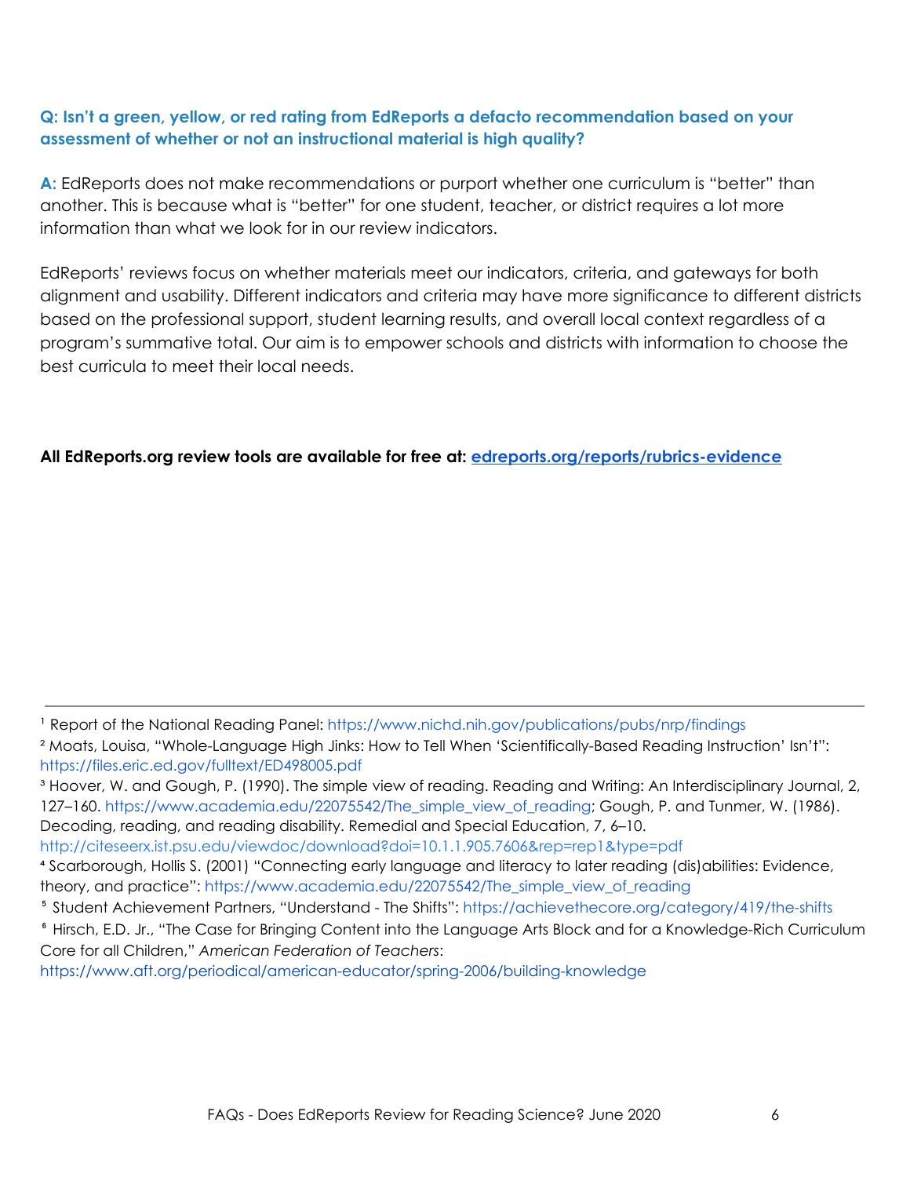**Q: Isn't a green, yellow, or red rating from EdReports a defacto recommendation based on your assessment of whether or not an instructional material is high quality?**

**A:** EdReports does not make recommendations or purport whether one curriculum is "better" than another. This is because what is "better" for one student, teacher, or district requires a lot more information than what we look for in our review indicators.

EdReports' reviews focus on whether materials meet our indicators, criteria, and gateways for both alignment and usability. Different indicators and criteria may have more significance to different districts based on the professional support, student learning results, and overall local context regardless of a program's summative total. Our aim is to empower schools and districts with information to choose the best curricula to meet their local needs.

**All EdReports.org review tools are available for free at: [edreports.org/reports/rubrics-evidence](edreports.org/reports/rubrics-evidence)**

---

[1] Report of the National Reading Panel: https://www.nichd.nih.gov/publications/pubs/nrp/findings

[2] Moats, Louisa, "Whole-Language High Jinks: How to Tell When 'Scientifically-Based Reading Instruction' Isn't": https://files.eric.ed.gov/fulltext/ED498005.pdf

[3] Hoover, W. and Gough, P. (1990). The simple view of reading. Reading and Writing: An Interdisciplinary Journal, 2, 127–160. https://www.academia.edu/22075542/The_simple_view_of_reading; Gough, P. and Tunmer, W. (1986). Decoding, reading, and reading disability. Remedial and Special Education, 7, 6–10. http://citeseerx.ist.psu.edu/viewdoc/download?doi=10.1.1.905.7606&rep=rep1&type=pdf

[4] Scarborough, Hollis S. (2001) "Connecting early language and literacy to later reading (dis)abilities: Evidence, theory, and practice": https://www.academia.edu/22075542/The_simple_view_of_reading

[5] Student Achievement Partners, "Understand - The Shifts": https://achievethecore.org/category/419/the-shifts

[6] Hirsch, E.D. Jr., "The Case for Bringing Content into the Language Arts Block and for a Knowledge-Rich Curriculum Core for all Children," *American Federation of Teachers*: https://www.aft.org/periodical/american-educator/spring-2006/building-knowledge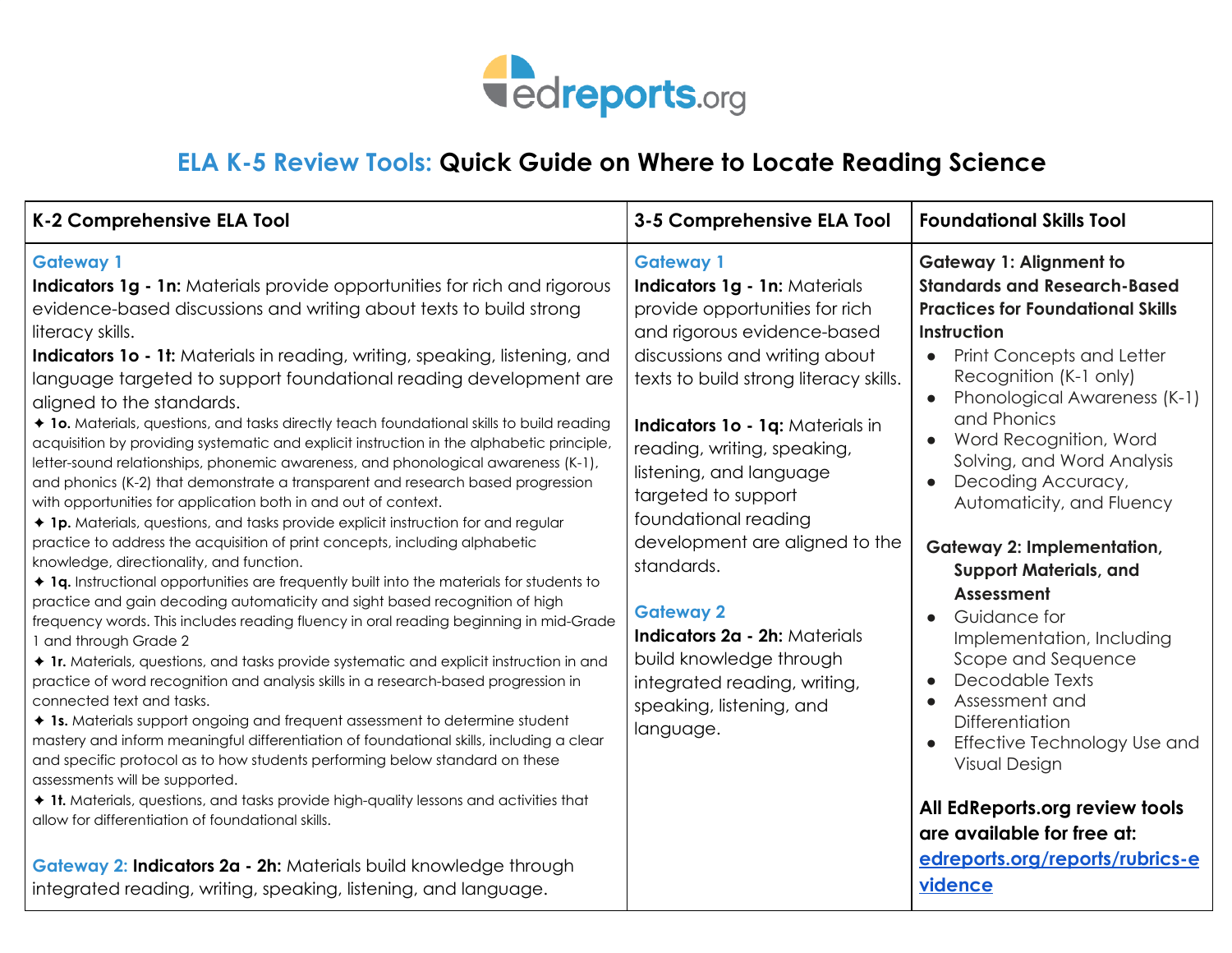# ELA K-5 Review Tools: Quick Guide on Where to Locate Reading Science

| K-2 Comprehensive ELA Tool | 3-5 Comprehensive ELA Tool | Foundational Skills Tool |
| --- | --- | --- |
| **Gateway 1**<br>**Indicators 1g - 1n:** Materials provide opportunities for rich and rigorous evidence-based discussions and writing about texts to build strong literacy skills.<br>**Indicators 1o - 1t:** Materials in reading, writing, speaking, listening, and language targeted to support foundational reading development are aligned to the standards.<br>✦ **1o.** Materials, questions, and tasks directly teach foundational skills to build reading acquisition by providing systematic and explicit instruction in the alphabetic principle, letter-sound relationships, phonemic awareness, and phonological awareness (K-1), and phonics (K-2) that demonstrate a transparent and research based progression with opportunities for application both in and out of context.<br>✦ **1p.** Materials, questions, and tasks provide explicit instruction for and regular practice to address the acquisition of print concepts, including alphabetic knowledge, directionality, and function.<br>✦ **1q.** Instructional opportunities are frequently built into the materials for students to practice and gain decoding automaticity and sight based recognition of high frequency words. This includes reading fluency in oral reading beginning in mid-Grade 1 and through Grade 2<br>✦ **1r.** Materials, questions, and tasks provide systematic and explicit instruction in and practice of word recognition and analysis skills in a research-based progression in connected text and tasks.<br>✦ **1s.** Materials support ongoing and frequent assessment to determine student mastery and inform meaningful differentiation of foundational skills, including a clear and specific protocol as to how students performing below standard on these assessments will be supported.<br>✦ **1t.** Materials, questions, and tasks provide high-quality lessons and activities that allow for differentiation of foundational skills.<br><br>**Gateway 2: Indicators 2a - 2h:** Materials build knowledge through integrated reading, writing, speaking, listening, and language. | **Gateway 1**<br>**Indicators 1g - 1n:** Materials provide opportunities for rich and rigorous evidence-based discussions and writing about texts to build strong literacy skills.<br><br>**Indicators 1o - 1q:** Materials in reading, writing, speaking, listening, and language targeted to support foundational reading development are aligned to the standards.<br><br>**Gateway 2**<br>**Indicators 2a - 2h:** Materials build knowledge through integrated reading, writing, speaking, listening, and language. | **Gateway 1: Alignment to Standards and Research-Based Practices for Foundational Skills Instruction**<br>• Print Concepts and Letter Recognition (K-1 only)<br>• Phonological Awareness (K-1) and Phonics<br>• Word Recognition, Word Solving, and Word Analysis<br>• Decoding Accuracy, Automaticity, and Fluency<br><br>**Gateway 2: Implementation, Support Materials, and Assessment**<br>• Guidance for Implementation, Including Scope and Sequence<br>• Decodable Texts<br>• Assessment and Differentiation<br>• Effective Technology Use and Visual Design<br><br>**All EdReports.org review tools are available for free at: [edreports.org/reports/rubrics-evidence](edreports.org/reports/rubrics-evidence)** |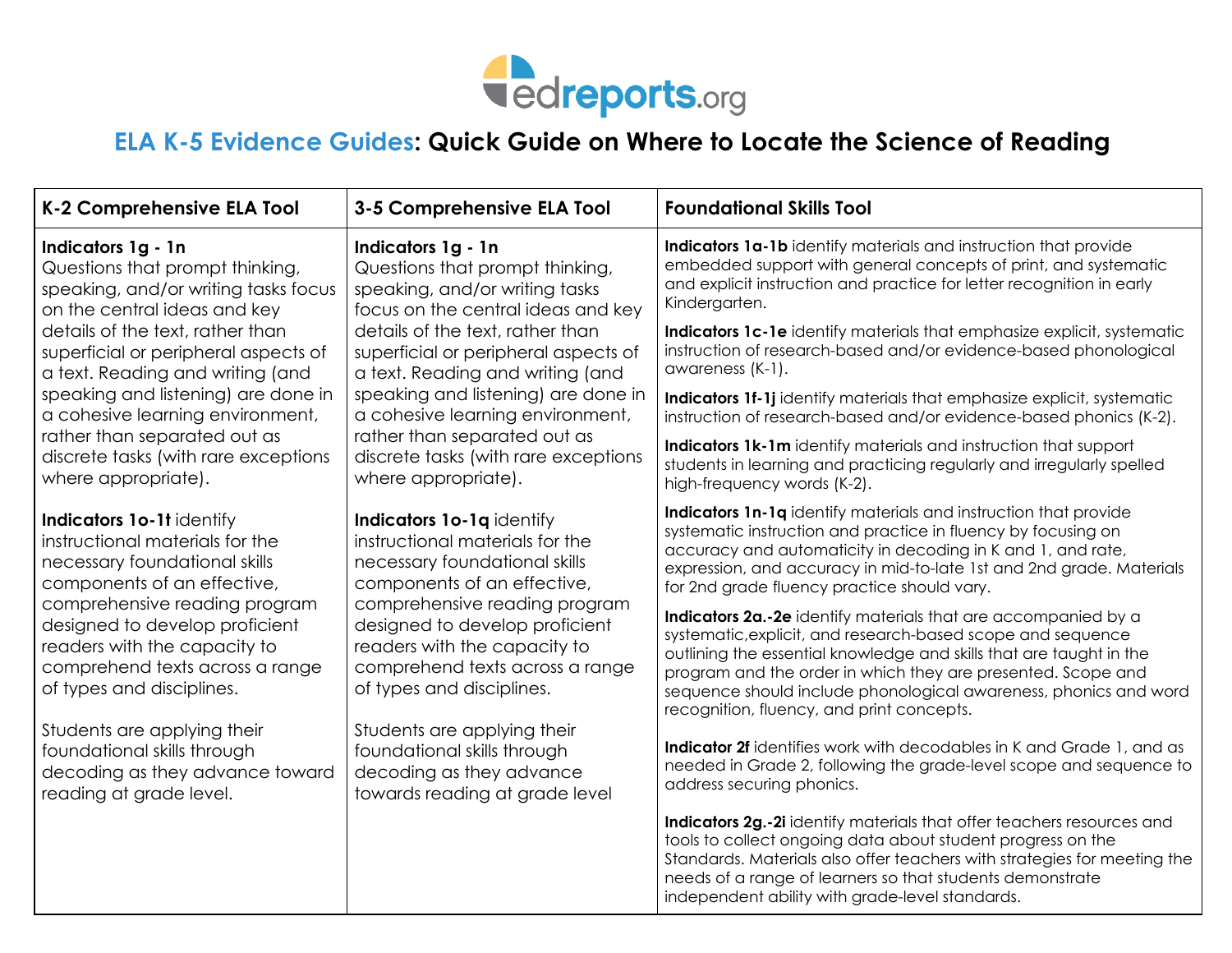# ELA K-5 Evidence Guides: Quick Guide on Where to Locate the Science of Reading

| K-2 Comprehensive ELA Tool | 3-5 Comprehensive ELA Tool | Foundational Skills Tool |
|---|---|---|
| **Indicators 1g - 1n** Questions that prompt thinking, speaking, and/or writing tasks focus on the central ideas and key details of the text, rather than superficial or peripheral aspects of a text. Reading and writing (and speaking and listening) are done in a cohesive learning environment, rather than separated out as discrete tasks (with rare exceptions where appropriate).<br><br>**Indicators 1o-1t** identify instructional materials for the necessary foundational skills components of an effective, comprehensive reading program designed to develop proficient readers with the capacity to comprehend texts across a range of types and disciplines.<br><br>Students are applying their foundational skills through decoding as they advance toward reading at grade level. | **Indicators 1g - 1n** Questions that prompt thinking, speaking, and/or writing tasks focus on the central ideas and key details of the text, rather than superficial or peripheral aspects of a text. Reading and writing (and speaking and listening) are done in a cohesive learning environment, rather than separated out as discrete tasks (with rare exceptions where appropriate).<br><br>**Indicators 1o-1q** identify instructional materials for the necessary foundational skills components of an effective, comprehensive reading program designed to develop proficient readers with the capacity to comprehend texts across a range of types and disciplines.<br><br>Students are applying their foundational skills through decoding as they advance towards reading at grade level | **Indicators 1a-1b** identify materials and instruction that provide embedded support with general concepts of print, and systematic and explicit instruction and practice for letter recognition in early Kindergarten.<br><br>**Indicators 1c-1e** identify materials that emphasize explicit, systematic instruction of research-based and/or evidence-based phonological awareness (K-1).<br><br>**Indicators 1f-1j** identify materials that emphasize explicit, systematic instruction of research-based and/or evidence-based phonics (K-2).<br><br>**Indicators 1k-1m** identify materials and instruction that support students in learning and practicing regularly and irregularly spelled high-frequency words (K-2).<br><br>**Indicators 1n-1q** identify materials and instruction that provide systematic instruction and practice in fluency by focusing on accuracy and automaticity in decoding in K and 1, and rate, expression, and accuracy in mid-to-late 1st and 2nd grade. Materials for 2nd grade fluency practice should vary.<br><br>**Indicators 2a.-2e** identify materials that are accompanied by a systematic,explicit, and research-based scope and sequence outlining the essential knowledge and skills that are taught in the program and the order in which they are presented. Scope and sequence should include phonological awareness, phonics and word recognition, fluency, and print concepts.<br><br>**Indicator 2f** identifies work with decodables in K and Grade 1, and as needed in Grade 2, following the grade-level scope and sequence to address securing phonics.<br><br>**Indicators 2g.-2i** identify materials that offer teachers resources and tools to collect ongoing data about student progress on the Standards. Materials also offer teachers with strategies for meeting the needs of a range of learners so that students demonstrate independent ability with grade-level standards. |